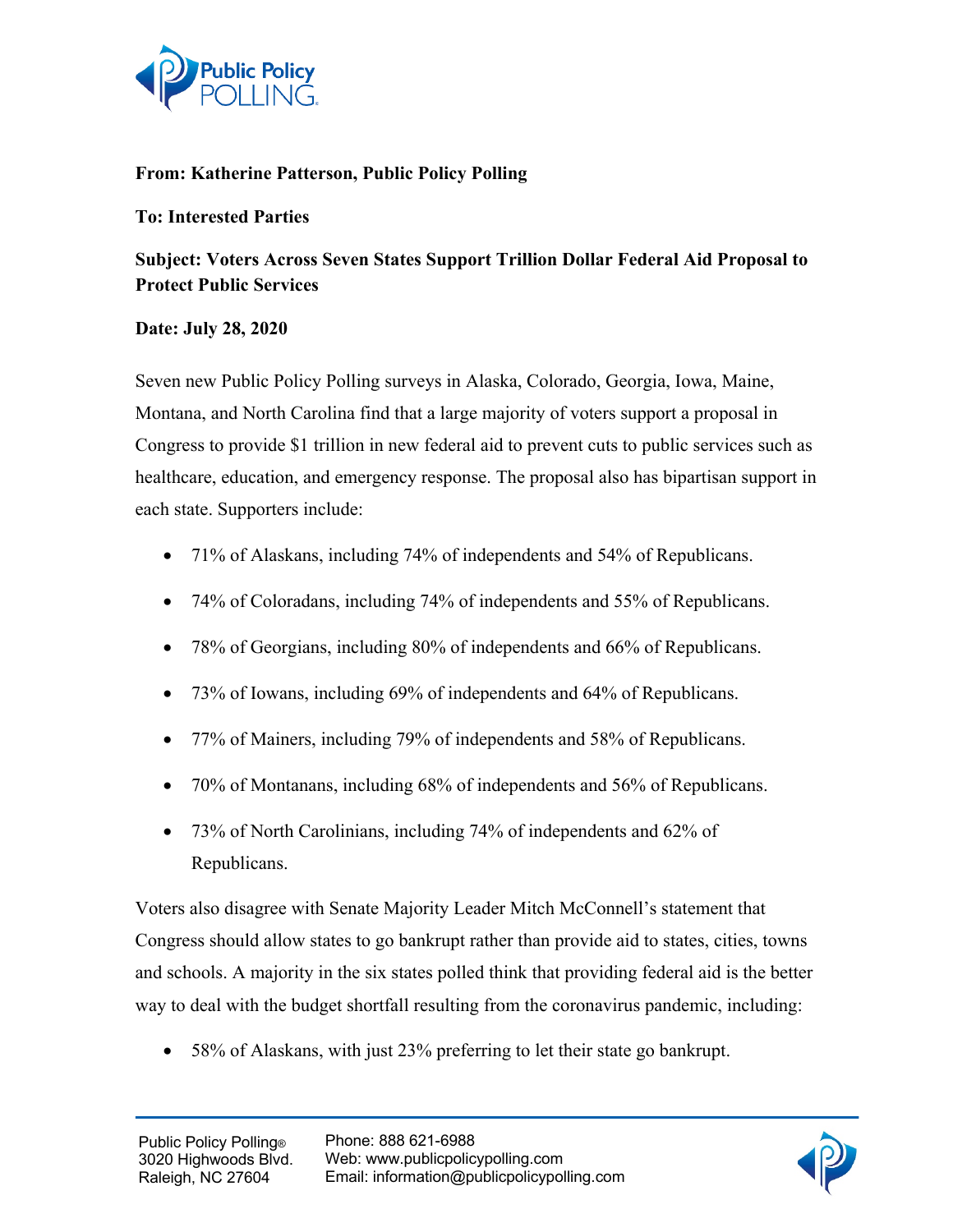**From: Katherine Patterson, Public Policy Polling**

**To: Interested Parties**

**Subject: Voters Across Seven States Support Trillion Dollar Federal Aid Proposal to Protect Public Services**

**Date: July 28, 2020**

Seven new Public Policy Polling surveys in Alaska, Colorado, Georgia, Iowa, Maine, Montana, and North Carolina find that a large majority of voters support a proposal in Congress to provide $1 trillion in new federal aid to prevent cuts to public services such as healthcare, education, and emergency response. The proposal also has bipartisan support in each state. Supporters include:

- 71% of Alaskans, including 74% of independents and 54% of Republicans.
- 74% of Coloradans, including 74% of independents and 55% of Republicans.
- 78% of Georgians, including 80% of independents and 66% of Republicans.
- 73% of Iowans, including 69% of independents and 64% of Republicans.
- 77% of Mainers, including 79% of independents and 58% of Republicans.
- 70% of Montanans, including 68% of independents and 56% of Republicans.
- 73% of North Carolinians, including 74% of independents and 62% of Republicans.

Voters also disagree with Senate Majority Leader Mitch McConnell's statement that Congress should allow states to go bankrupt rather than provide aid to states, cities, towns and schools. A majority in the six states polled think that providing federal aid is the better way to deal with the budget shortfall resulting from the coronavirus pandemic, including:

- 58% of Alaskans, with just 23% preferring to let their state go bankrupt.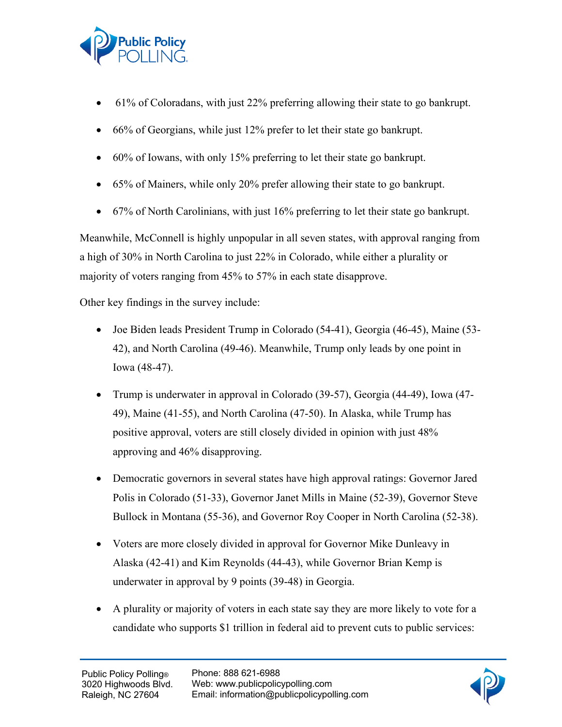- 61% of Coloradans, with just 22% preferring allowing their state to go bankrupt.
- 66% of Georgians, while just 12% prefer to let their state go bankrupt.
- 60% of Iowans, with only 15% preferring to let their state go bankrupt.
- 65% of Mainers, while only 20% prefer allowing their state to go bankrupt.
- 67% of North Carolinians, with just 16% preferring to let their state go bankrupt.

Meanwhile, McConnell is highly unpopular in all seven states, with approval ranging from a high of 30% in North Carolina to just 22% in Colorado, while either a plurality or majority of voters ranging from 45% to 57% in each state disapprove.

Other key findings in the survey include:

- Joe Biden leads President Trump in Colorado (54-41), Georgia (46-45), Maine (53-42), and North Carolina (49-46). Meanwhile, Trump only leads by one point in Iowa (48-47).
- Trump is underwater in approval in Colorado (39-57), Georgia (44-49), Iowa (47-49), Maine (41-55), and North Carolina (47-50). In Alaska, while Trump has positive approval, voters are still closely divided in opinion with just 48% approving and 46% disapproving.
- Democratic governors in several states have high approval ratings: Governor Jared Polis in Colorado (51-33), Governor Janet Mills in Maine (52-39), Governor Steve Bullock in Montana (55-36), and Governor Roy Cooper in North Carolina (52-38).
- Voters are more closely divided in approval for Governor Mike Dunleavy in Alaska (42-41) and Kim Reynolds (44-43), while Governor Brian Kemp is underwater in approval by 9 points (39-48) in Georgia.
- A plurality or majority of voters in each state say they are more likely to vote for a candidate who supports $1 trillion in federal aid to prevent cuts to public services: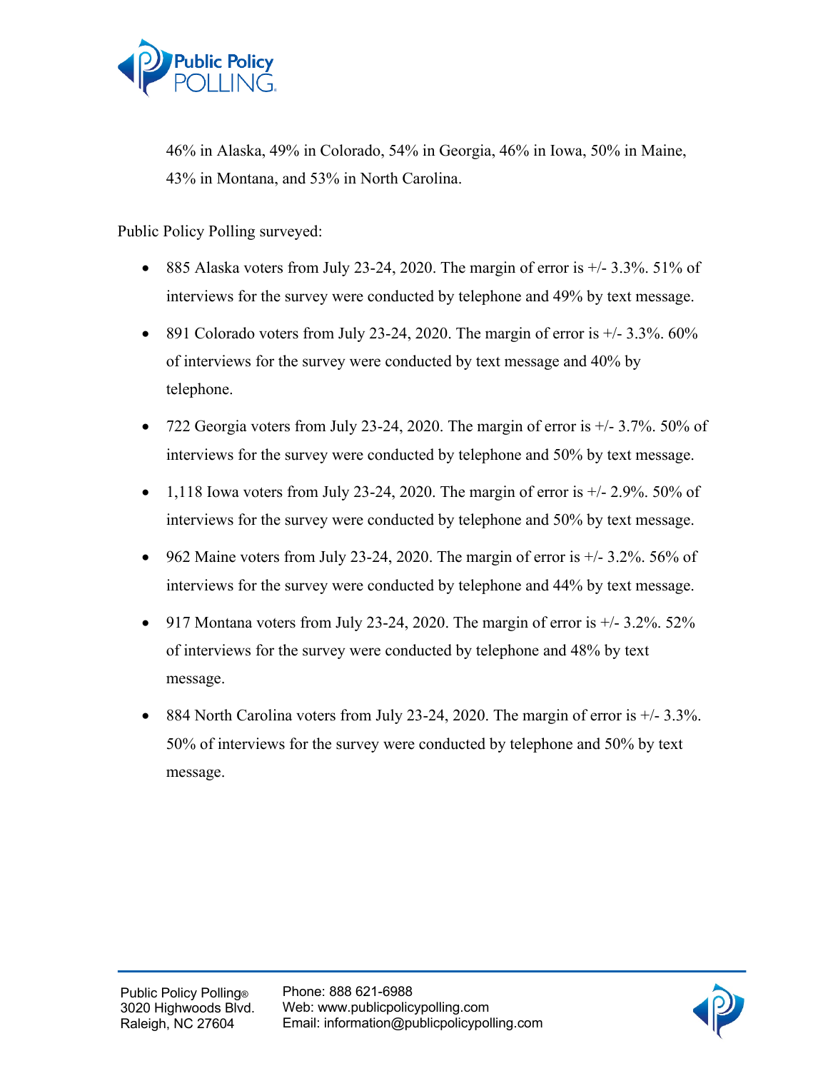46% in Alaska, 49% in Colorado, 54% in Georgia, 46% in Iowa, 50% in Maine, 43% in Montana, and 53% in North Carolina.

Public Policy Polling surveyed:

- 885 Alaska voters from July 23-24, 2020. The margin of error is +/- 3.3%. 51% of interviews for the survey were conducted by telephone and 49% by text message.
- 891 Colorado voters from July 23-24, 2020. The margin of error is +/- 3.3%. 60% of interviews for the survey were conducted by text message and 40% by telephone.
- 722 Georgia voters from July 23-24, 2020. The margin of error is +/- 3.7%. 50% of interviews for the survey were conducted by telephone and 50% by text message.
- 1,118 Iowa voters from July 23-24, 2020. The margin of error is +/- 2.9%. 50% of interviews for the survey were conducted by telephone and 50% by text message.
- 962 Maine voters from July 23-24, 2020. The margin of error is +/- 3.2%. 56% of interviews for the survey were conducted by telephone and 44% by text message.
- 917 Montana voters from July 23-24, 2020. The margin of error is +/- 3.2%. 52% of interviews for the survey were conducted by telephone and 48% by text message.
- 884 North Carolina voters from July 23-24, 2020. The margin of error is +/- 3.3%. 50% of interviews for the survey were conducted by telephone and 50% by text message.